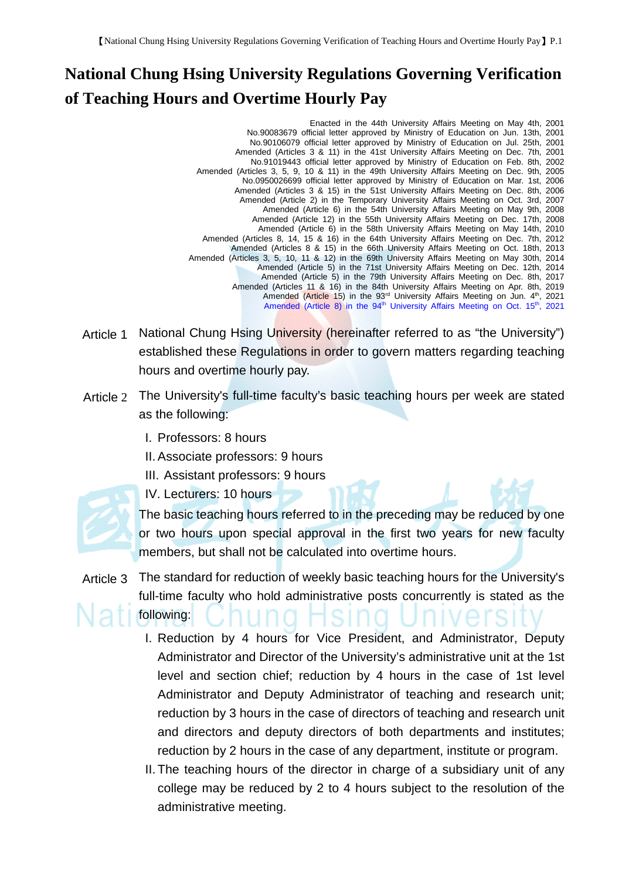# National Chung Hsing University Regulations Governing Verification of Teaching Hours and Overtime Hourly Pay

Enacted in the 44th University Affairs Meeting on May 4th, 2001
No.90083679 official letter approved by Ministry of Education on Jun. 13th, 2001
No.90106079 official letter approved by Ministry of Education on Jul. 25th, 2001
Amended (Articles 3 & 11) in the 41st University Affairs Meeting on Dec. 7th, 2001
No.91019443 official letter approved by Ministry of Education on Feb. 8th, 2002
Amended (Articles 3, 5, 9, 10 & 11) in the 49th University Affairs Meeting on Dec. 9th, 2005
No.0950026699 official letter approved by Ministry of Education on Mar. 1st, 2006
Amended (Articles 3 & 15) in the 51st University Affairs Meeting on Dec. 8th, 2006
Amended (Article 2) in the Temporary University Affairs Meeting on Oct. 3rd, 2007
Amended (Article 6) in the 54th University Affairs Meeting on May 9th, 2008
Amended (Article 12) in the 55th University Affairs Meeting on Dec. 17th, 2008
Amended (Article 6) in the 58th University Affairs Meeting on May 14th, 2010
Amended (Articles 8, 14, 15 & 16) in the 64th University Affairs Meeting on Dec. 7th, 2012
Amended (Articles 8 & 15) in the 66th University Affairs Meeting on Oct. 18th, 2013
Amended (Articles 3, 5, 10, 11 & 12) in the 69th University Affairs Meeting on May 30th, 2014
Amended (Article 5) in the 71st University Affairs Meeting on Dec. 12th, 2014
Amended (Article 5) in the 79th University Affairs Meeting on Dec. 8th, 2017
Amended (Articles 11 & 16) in the 84th University Affairs Meeting on Apr. 8th, 2019
Amended (Article 15) in the 93rd University Affairs Meeting on Jun. 4th, 2021
Amended (Article 8) in the 94th University Affairs Meeting on Oct. 15th, 2021

Article 1 National Chung Hsing University (hereinafter referred to as "the University") established these Regulations in order to govern matters regarding teaching hours and overtime hourly pay.

Article 2 The University's full-time faculty's basic teaching hours per week are stated as the following:

I. Professors: 8 hours
II. Associate professors: 9 hours
III. Assistant professors: 9 hours
IV. Lecturers: 10 hours

The basic teaching hours referred to in the preceding may be reduced by one or two hours upon special approval in the first two years for new faculty members, but shall not be calculated into overtime hours.

Article 3 The standard for reduction of weekly basic teaching hours for the University's full-time faculty who hold administrative posts concurrently is stated as the following:

I. Reduction by 4 hours for Vice President, and Administrator, Deputy Administrator and Director of the University's administrative unit at the 1st level and section chief; reduction by 4 hours in the case of 1st level Administrator and Deputy Administrator of teaching and research unit; reduction by 3 hours in the case of directors of teaching and research unit and directors and deputy directors of both departments and institutes; reduction by 2 hours in the case of any department, institute or program.

II. The teaching hours of the director in charge of a subsidiary unit of any college may be reduced by 2 to 4 hours subject to the resolution of the administrative meeting.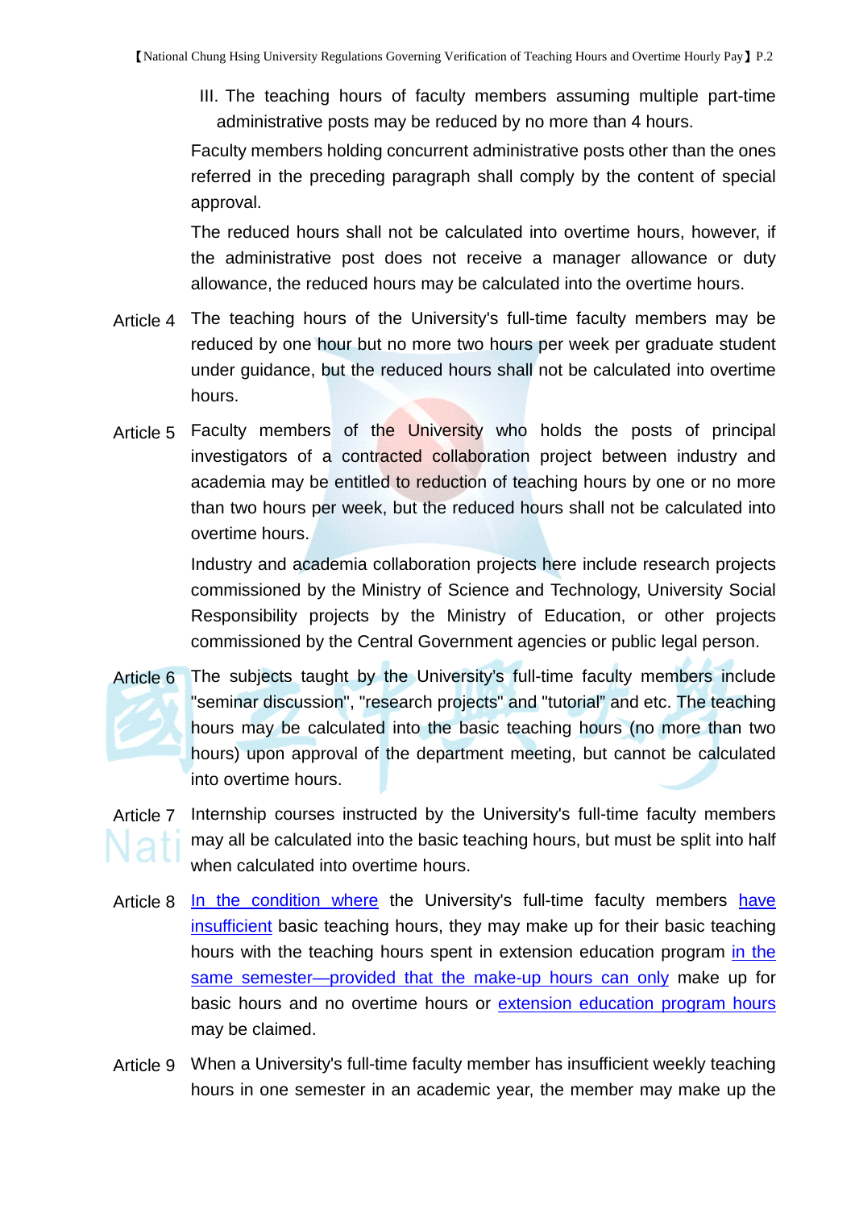III. The teaching hours of faculty members assuming multiple part-time administrative posts may be reduced by no more than 4 hours.

Faculty members holding concurrent administrative posts other than the ones referred in the preceding paragraph shall comply by the content of special approval.

The reduced hours shall not be calculated into overtime hours, however, if the administrative post does not receive a manager allowance or duty allowance, the reduced hours may be calculated into the overtime hours.

Article 4 The teaching hours of the University's full-time faculty members may be reduced by one hour but no more two hours per week per graduate student under guidance, but the reduced hours shall not be calculated into overtime hours.

Article 5 Faculty members of the University who holds the posts of principal investigators of a contracted collaboration project between industry and academia may be entitled to reduction of teaching hours by one or no more than two hours per week, but the reduced hours shall not be calculated into overtime hours.

Industry and academia collaboration projects here include research projects commissioned by the Ministry of Science and Technology, University Social Responsibility projects by the Ministry of Education, or other projects commissioned by the Central Government agencies or public legal person.

Article 6 The subjects taught by the University's full-time faculty members include "seminar discussion", "research projects" and "tutorial" and etc. The teaching hours may be calculated into the basic teaching hours (no more than two hours) upon approval of the department meeting, but cannot be calculated into overtime hours.

Article 7 Internship courses instructed by the University's full-time faculty members may all be calculated into the basic teaching hours, but must be split into half when calculated into overtime hours.

Article 8 In the condition where the University's full-time faculty members have insufficient basic teaching hours, they may make up for their basic teaching hours with the teaching hours spent in extension education program in the same semester—provided that the make-up hours can only make up for basic hours and no overtime hours or extension education program hours may be claimed.

Article 9 When a University's full-time faculty member has insufficient weekly teaching hours in one semester in an academic year, the member may make up the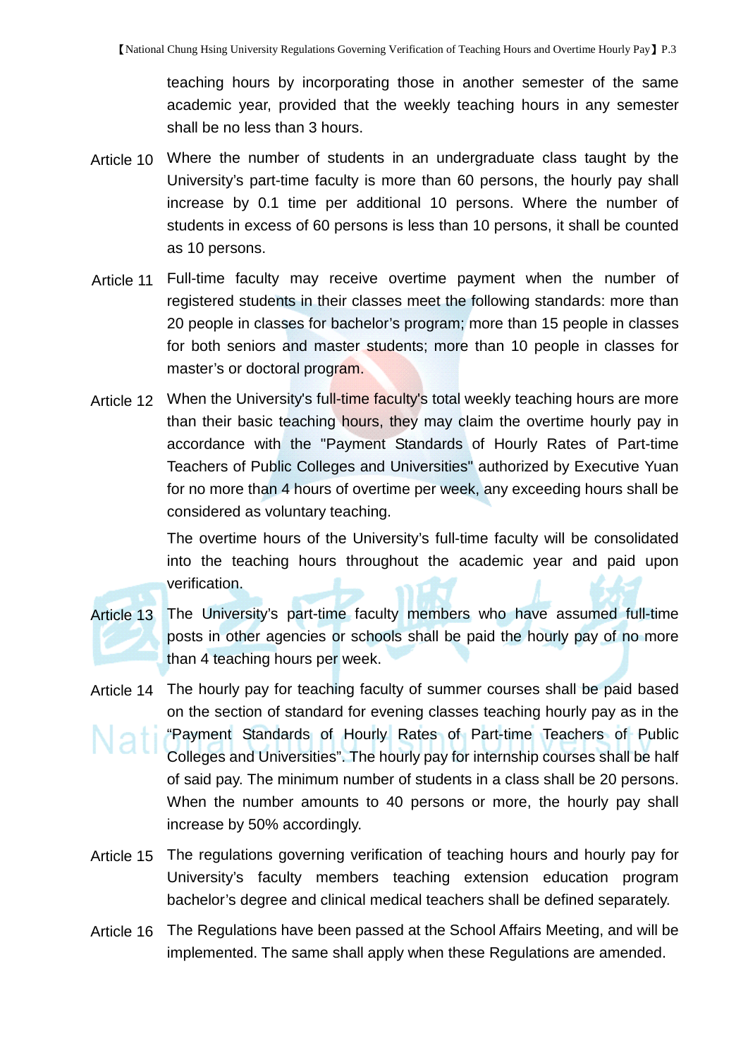teaching hours by incorporating those in another semester of the same academic year, provided that the weekly teaching hours in any semester shall be no less than 3 hours.

Article 10 Where the number of students in an undergraduate class taught by the University's part-time faculty is more than 60 persons, the hourly pay shall increase by 0.1 time per additional 10 persons. Where the number of students in excess of 60 persons is less than 10 persons, it shall be counted as 10 persons.

Article 11 Full-time faculty may receive overtime payment when the number of registered students in their classes meet the following standards: more than 20 people in classes for bachelor's program; more than 15 people in classes for both seniors and master students; more than 10 people in classes for master's or doctoral program.

Article 12 When the University's full-time faculty's total weekly teaching hours are more than their basic teaching hours, they may claim the overtime hourly pay in accordance with the "Payment Standards of Hourly Rates of Part-time Teachers of Public Colleges and Universities" authorized by Executive Yuan for no more than 4 hours of overtime per week, any exceeding hours shall be considered as voluntary teaching.

The overtime hours of the University's full-time faculty will be consolidated into the teaching hours throughout the academic year and paid upon verification.

Article 13 The University's part-time faculty members who have assumed full-time posts in other agencies or schools shall be paid the hourly pay of no more than 4 teaching hours per week.

Article 14 The hourly pay for teaching faculty of summer courses shall be paid based on the section of standard for evening classes teaching hourly pay as in the "Payment Standards of Hourly Rates of Part-time Teachers of Public Colleges and Universities". The hourly pay for internship courses shall be half of said pay. The minimum number of students in a class shall be 20 persons. When the number amounts to 40 persons or more, the hourly pay shall increase by 50% accordingly.

Article 15 The regulations governing verification of teaching hours and hourly pay for University's faculty members teaching extension education program bachelor's degree and clinical medical teachers shall be defined separately.

Article 16 The Regulations have been passed at the School Affairs Meeting, and will be implemented. The same shall apply when these Regulations are amended.